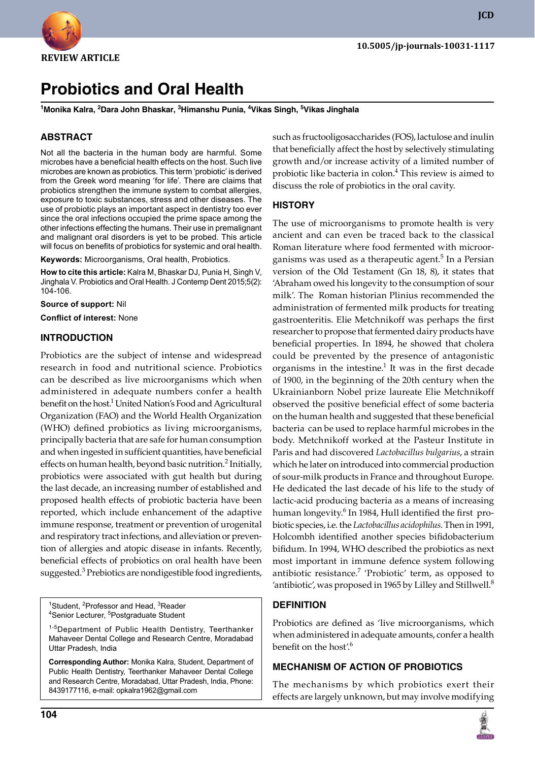REVIEW ARTICLE

10.5005/jp-journals-10031-1117

# Probiotics and Oral Health

[1]Monika Kalra, [2]Dara John Bhaskar, [3]Himanshu Punia, [4]Vikas Singh, [5]Vikas Jinghala

## ABSTRACT

Not all the bacteria in the human body are harmful. Some microbes have a beneficial health effects on the host. Such live microbes are known as probiotics. This term 'probiotic' is derived from the Greek word meaning 'for life'. There are claims that probiotics strengthen the immune system to combat allergies, exposure to toxic substances, stress and other diseases. The use of probiotic plays an important aspect in dentistry too ever since the oral infections occupied the prime space among the other infections effecting the humans. Their use in premalignant and malignant oral disorders is yet to be probed. This article will focus on benefits of probiotics for systemic and oral health.

**Keywords:** Microorganisms, Oral health, Probiotics.

**How to cite this article:** Kalra M, Bhaskar DJ, Punia H, Singh V, Jinghala V. Probiotics and Oral Health. J Contemp Dent 2015;5(2): 104-106.

**Source of support:** Nil

**Conflict of interest:** None

## INTRODUCTION

Probiotics are the subject of intense and widespread research in food and nutritional science. Probiotics can be described as live microorganisms which when administered in adequate numbers confer a health benefit on the host.[1] United Nation's Food and Agricultural Organization (FAO) and the World Health Organization (WHO) defined probiotics as living microorganisms, principally bacteria that are safe for human consumption and when ingested in sufficient quantities, have beneficial effects on human health, beyond basic nutrition.[2] Initially, probiotics were associated with gut health but during the last decade, an increasing number of established and proposed health effects of probiotic bacteria have been reported, which include enhancement of the adaptive immune response, treatment or prevention of urogenital and respiratory tract infections, and alleviation or prevention of allergies and atopic disease in infants. Recently, beneficial effects of probiotics on oral health have been suggested.[3] Prebiotics are nondigestible food ingredients, such as fructooligosaccharides (FOS), lactulose and inulin that beneficially affect the host by selectively stimulating growth and/or increase activity of a limited number of probiotic like bacteria in colon.[4] This review is aimed to discuss the role of probiotics in the oral cavity.

## HISTORY

The use of microorganisms to promote health is very ancient and can even be traced back to the classical Roman literature where food fermented with microorganisms was used as a therapeutic agent.[5] In a Persian version of the Old Testament (Gn 18, 8), it states that 'Abraham owed his longevity to the consumption of sour milk'. The Roman historian Plinius recommended the administration of fermented milk products for treating gastroenteritis. Elie Metchnikoff was perhaps the first researcher to propose that fermented dairy products have beneficial properties. In 1894, he showed that cholera could be prevented by the presence of antagonistic organisms in the intestine.[1] It was in the first decade of 1900, in the beginning of the 20th century when the Ukrainianborn Nobel prize laureate Elie Metchnikoff observed the positive beneficial effect of some bacteria on the human health and suggested that these beneficial bacteria can be used to replace harmful microbes in the body. Metchnikoff worked at the Pasteur Institute in Paris and had discovered *Lactobacillus bulgarius*, a strain which he later on introduced into commercial production of sour-milk products in France and throughout Europe. He dedicated the last decade of his life to the study of lactic-acid producing bacteria as a means of increasing human longevity.[6] In 1984, Hull identified the first probiotic species, i.e. the *Lactobacillus acidophilus*. Then in 1991, Holcombh identified another species bifidobacterium bifidum. In 1994, WHO described the probiotics as next most important in immune defence system following antibiotic resistance.[7] 'Probiotic' term, as opposed to 'antibiotic', was proposed in 1965 by Lilley and Stillwell.[8]

## DEFINITION

Probiotics are defined as 'live microorganisms, which when administered in adequate amounts, confer a health benefit on the host'.[6]

## MECHANISM OF ACTION OF PROBIOTICS

The mechanisms by which probiotics exert their effects are largely unknown, but may involve modifying

---

[1]Student, [2]Professor and Head, [3]Reader
[4]Senior Lecturer, [5]Postgraduate Student

[1-5]Department of Public Health Dentistry, Teerthanker Mahaveer Dental College and Research Centre, Moradabad Uttar Pradesh, India

**Corresponding Author:** Monika Kalra, Student, Department of Public Health Dentistry, Teerthanker Mahaveer Dental College and Research Centre, Moradabad, Uttar Pradesh, India, Phone: 8439177116, e-mail: opkalra1962@gmail.com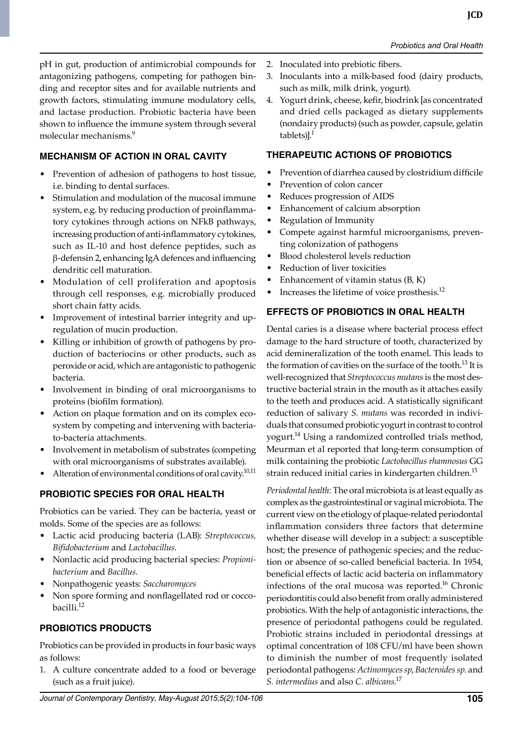pH in gut, production of antimicrobial compounds for antagonizing pathogens, competing for pathogen binding and receptor sites and for available nutrients and growth factors, stimulating immune modulatory cells, and lactase production. Probiotic bacteria have been shown to influence the immune system through several molecular mechanisms.[9]

## MECHANISM OF ACTION IN ORAL CAVITY

- Prevention of adhesion of pathogens to host tissue, i.e. binding to dental surfaces.
- Stimulation and modulation of the mucosal immune system, e.g. by reducing production of proinflammatory cytokines through actions on NFkB pathways, increasing production of anti-inflammatory cytokines, such as IL-10 and host defence peptides, such as β-defensin 2, enhancing IgA defences and influencing dendritic cell maturation.
- Modulation of cell proliferation and apoptosis through cell responses, e.g. microbially produced short chain fatty acids.
- Improvement of intestinal barrier integrity and upregulation of mucin production.
- Killing or inhibition of growth of pathogens by production of bacteriocins or other products, such as peroxide or acid, which are antagonistic to pathogenic bacteria.
- Involvement in binding of oral microorganisms to proteins (biofilm formation).
- Action on plaque formation and on its complex ecosystem by competing and intervening with bacteria-to-bacteria attachments.
- Involvement in metabolism of substrates (competing with oral microorganisms of substrates available).
- Alteration of environmental conditions of oral cavity.[10,11]

## PROBIOTIC SPECIES FOR ORAL HEALTH

Probiotics can be varied. They can be bacteria, yeast or molds. Some of the species are as follows:

- Lactic acid producing bacteria (LAB): *Streptococcus, Bifidobacterium* and *Lactobacillus*.
- Nonlactic acid producing bacterial species: *Propionibacterium* and *Bacillus*.
- Nonpathogenic yeasts: *Saccharomyces*
- Non spore forming and nonflagellated rod or coccobacilli.[12]

## PROBIOTICS PRODUCTS

Probiotics can be provided in products in four basic ways as follows:

1. A culture concentrate added to a food or beverage (such as a fruit juice).
2. Inoculated into prebiotic fibers.
3. Inoculants into a milk-based food (dairy products, such as milk, milk drink, yogurt).
4. Yogurt drink, cheese, kefir, biodrink [as concentrated and dried cells packaged as dietary supplements (nondairy products) (such as powder, capsule, gelatin tablets)].[1]

## THERAPEUTIC ACTIONS OF PROBIOTICS

- Prevention of diarrhea caused by clostridium difficile
- Prevention of colon cancer
- Reduces progression of AIDS
- Enhancement of calcium absorption
- Regulation of Immunity
- Compete against harmful microorganisms, preventing colonization of pathogens
- Blood cholesterol levels reduction
- Reduction of liver toxicities
- Enhancement of vitamin status (B, K)
- Increases the lifetime of voice prosthesis.[12]

## EFFECTS OF PROBIOTICS IN ORAL HEALTH

Dental caries is a disease where bacterial process effect damage to the hard structure of tooth, characterized by acid demineralization of the tooth enamel. This leads to the formation of cavities on the surface of the tooth.[13] It is well-recognized that *Streptococcus mutans* is the most destructive bacterial strain in the mouth as it attaches easily to the teeth and produces acid. A statistically significant reduction of salivary *S. mutans* was recorded in individuals that consumed probiotic yogurt in contrast to control yogurt.[14] Using a randomized controlled trials method, Meurman et al reported that long-term consumption of milk containing the probiotic *Lactobacillus rhamnosus* GG strain reduced initial caries in kindergarten children.[15]

*Periodontal health:* The oral microbiota is at least equally as complex as the gastrointestinal or vaginal microbiota. The current view on the etiology of plaque-related periodontal inflammation considers three factors that determine whether disease will develop in a subject: a susceptible host; the presence of pathogenic species; and the reduction or absence of so-called beneficial bacteria. In 1954, beneficial effects of lactic acid bacteria on inflammatory infections of the oral mucosa was reported.[16] Chronic periodontitis could also benefit from orally administered probiotics. With the help of antagonistic interactions, the presence of periodontal pathogens could be regulated. Probiotic strains included in periodontal dressings at optimal concentration of 108 CFU/ml have been shown to diminish the number of most frequently isolated periodontal pathogens: *Actinomyces sp*, *Bacteroides sp.* and *S. intermedius* and also *C. albicans*.[17]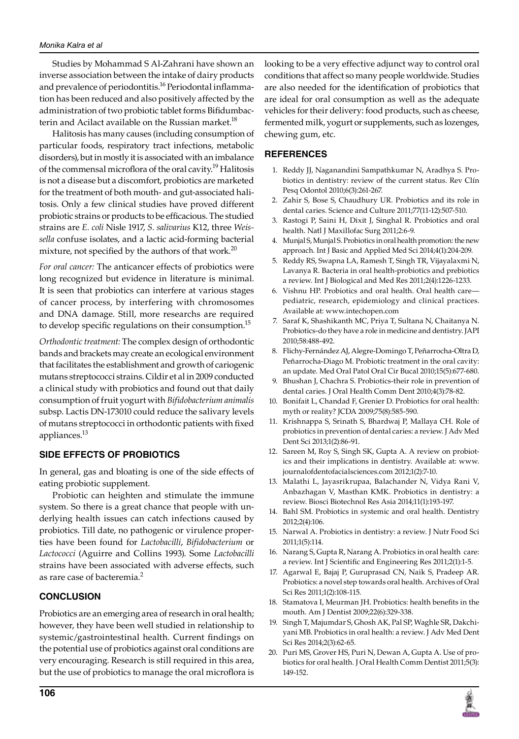Studies by Mohammad S Al-Zahrani have shown an inverse association between the intake of dairy products and prevalence of periodontitis.[16] Periodontal inflammation has been reduced and also positively affected by the administration of two probiotic tablet forms Bifidumbacterin and Acilact available on the Russian market.[18]

Halitosis has many causes (including consumption of particular foods, respiratory tract infections, metabolic disorders), but in mostly it is associated with an imbalance of the commensal microflora of the oral cavity.[19] Halitosis is not a disease but a discomfort, probiotics are marketed for the treatment of both mouth- and gut-associated halitosis. Only a few clinical studies have proved different probiotic strains or products to be efficacious. The studied strains are *E. coli* Nisle 1917, *S. salivarius* K12, three *Weissella* confuse isolates, and a lactic acid-forming bacterial mixture, not specified by the authors of that work.[20]

*For oral cancer:* The anticancer effects of probiotics were long recognized but evidence in literature is minimal. It is seen that probiotics can interfere at various stages of cancer process, by interfering with chromosomes and DNA damage. Still, more researchs are required to develop specific regulations on their consumption.[15]

*Orthodontic treatment:* The complex design of orthodontic bands and brackets may create an ecological environment that facilitates the establishment and growth of cariogenic mutans streptococci strains. Cildir et al in 2009 conducted a clinical study with probiotics and found out that daily consumption of fruit yogurt with *Bifidobacterium animalis* subsp. Lactis DN-173010 could reduce the salivary levels of mutans streptococci in orthodontic patients with fixed appliances.[13]

## SIDE EFFECTS OF PROBIOTICS

In general, gas and bloating is one of the side effects of eating probiotic supplement.

Probiotic can heighten and stimulate the immune system. So there is a great chance that people with underlying health issues can catch infections caused by probiotics. Till date, no pathogenic or virulence properties have been found for *Lactobacilli*, *Bifidobacterium* or *Lactococci* (Aguirre and Collins 1993). Some *Lactobacilli* strains have been associated with adverse effects, such as rare case of bacteremia.[2]

## CONCLUSION

Probiotics are an emerging area of research in oral health; however, they have been well studied in relationship to systemic/gastrointestinal health. Current findings on the potential use of probiotics against oral conditions are very encouraging. Research is still required in this area, but the use of probiotics to manage the oral microflora is looking to be a very effective adjunct way to control oral conditions that affect so many people worldwide. Studies are also needed for the identification of probiotics that are ideal for oral consumption as well as the adequate vehicles for their delivery: food products, such as cheese, fermented milk, yogurt or supplements, such as lozenges, chewing gum, etc.

## REFERENCES

1. Reddy JJ, Naganandini Sampathkumar N, Aradhya S. Probiotics in dentistry: review of the current status. Rev Clín Pesq Odontol 2010;6(3):261-267.
2. Zahir S, Bose S, Chaudhury UR. Probiotics and its role in dental caries. Science and Culture 2011;77(11-12):507-510.
3. Rastogi P, Saini H, Dixit J, Singhal R. Probiotics and oral health. Natl J Maxillofac Surg 2011;2:6-9.
4. Munjal S, Munjal S. Probiotics in oral health promotion: the new approach. Int J Basic and Applied Med Sci 2014;4(1):204-209.
5. Reddy RS, Swapna LA, Ramesh T, Singh TR, Vijayalaxmi N, Lavanya R. Bacteria in oral health-probiotics and prebiotics a review. Int J Biological and Med Res 2011;2(4):1226-1233.
6. Vishnu HP. Probiotics and oral health. Oral health care—pediatric, research, epidemiology and clinical practices. Available at: www.intechopen.com
7. Saraf K, Shashikanth MC, Priya T, Sultana N, Chaitanya N. Probiotics-do they have a role in medicine and dentistry. JAPI 2010;58:488-492.
8. Flichy-Fernández AJ, Alegre-Domingo T, Peñarrocha-Oltra D, Peñarrocha-Diago M. Probiotic treatment in the oral cavity: an update. Med Oral Patol Oral Cir Bucal 2010;15(5):677-680.
9. Bhushan J, Chachra S. Probiotics-their role in prevention of dental caries. J Oral Health Comm Dent 2010;4(3):78-82.
10. Bonifait L, Chandad F, Grenier D. Probiotics for oral health: myth or reality? JCDA 2009;75(8):585-590.
11. Krishnappa S, Srinath S, Bhardwaj P, Mallaya CH. Role of probiotics in prevention of dental caries: a review. J Adv Med Dent Sci 2013;1(2):86-91.
12. Sareen M, Roy S, Singh SK, Gupta A. A review on probiotics and their implications in dentistry. Available at: www.journalofdentofacialsciences.com 2012;1(2):7-10.
13. Malathi L, Jayasrikrupaa, Balachander N, Vidya Rani V, Anbazhagan V, Masthan KMK. Probiotics in dentistry: a review. Biosci Biotechnol Res Asia 2014;11(1):193-197.
14. Bahl SM. Probiotics in systemic and oral health. Dentistry 2012;2(4):106.
15. Narwal A. Probiotics in dentistry: a review. J Nutr Food Sci 2011;1(5):114.
16. Narang S, Gupta R, Narang A. Probiotics in oral health care: a review. Int J Scientific and Engineering Res 2011;2(1):1-5.
17. Agarwal E, Bajaj P, Guruprasad CN, Naik S, Pradeep AR. Probiotics: a novel step towards oral health. Archives of Oral Sci Res 2011;1(2):108-115.
18. Stamatova I, Meurman JH. Probiotics: health benefits in the mouth. Am J Dentist 2009;22(6):329-338.
19. Singh T, Majumdar S, Ghosh AK, Pal SP, Waghle SR, Dakchiyani MB. Probiotics in oral health: a review. J Adv Med Dent Sci Res 2014;2(3):62-65.
20. Puri MS, Grover HS, Puri N, Dewan A, Gupta A. Use of probiotics for oral health. J Oral Health Comm Dentist 2011;5(3): 149-152.